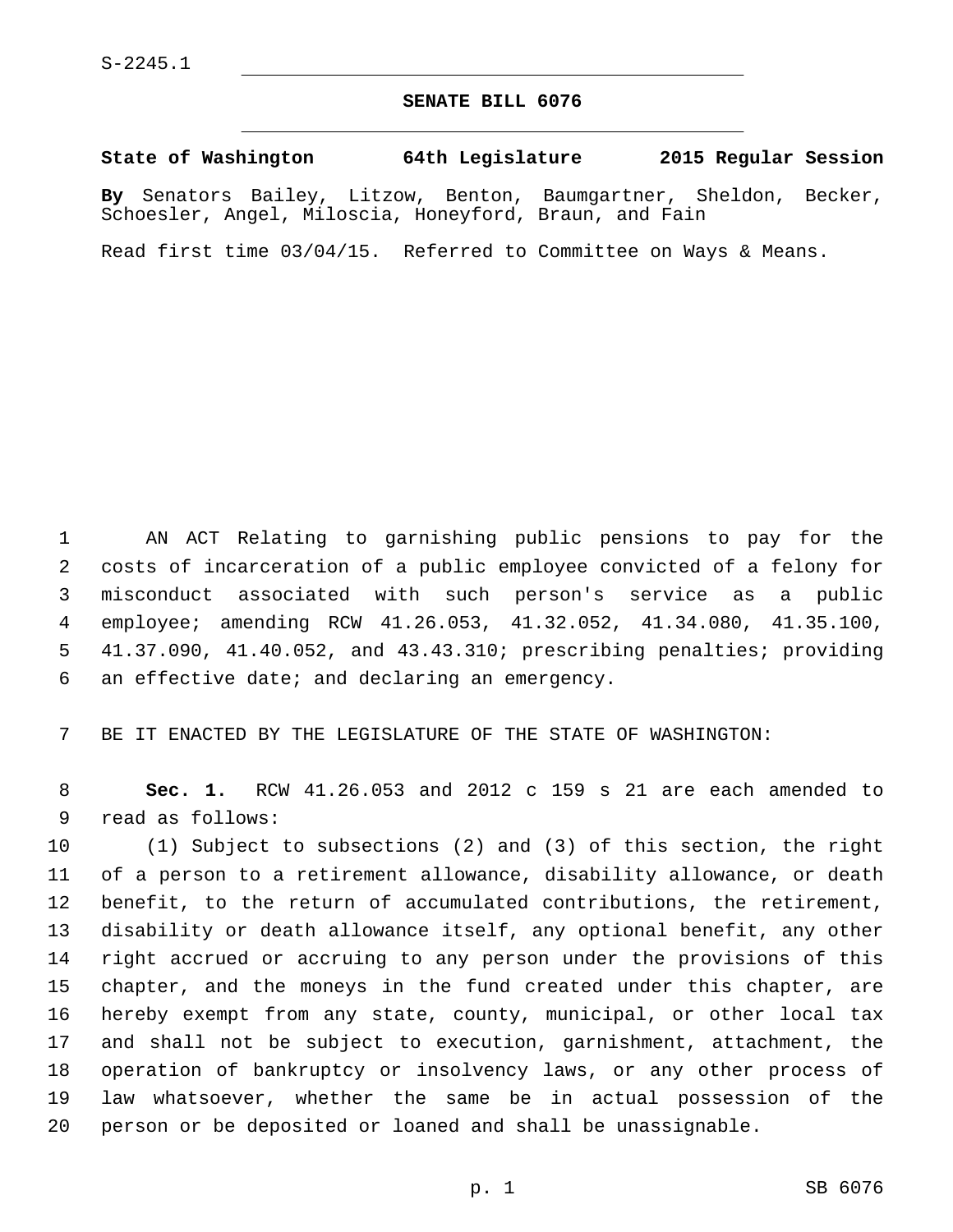S-2245.1

# SENATE BILL 6076

**State of Washington 64th Legislature 2015 Regular Session**

**By** Senators Bailey, Litzow, Benton, Baumgartner, Sheldon, Becker, Schoesler, Angel, Miloscia, Honeyford, Braun, and Fain

Read first time 03/04/15. Referred to Committee on Ways & Means.

AN ACT Relating to garnishing public pensions to pay for the costs of incarceration of a public employee convicted of a felony for misconduct associated with such person's service as a public employee; amending RCW 41.26.053, 41.32.052, 41.34.080, 41.35.100, 41.37.090, 41.40.052, and 43.43.310; prescribing penalties; providing an effective date; and declaring an emergency.

BE IT ENACTED BY THE LEGISLATURE OF THE STATE OF WASHINGTON:

**Sec. 1.** RCW 41.26.053 and 2012 c 159 s 21 are each amended to read as follows:

(1) Subject to subsections (2) and (3) of this section, the right of a person to a retirement allowance, disability allowance, or death benefit, to the return of accumulated contributions, the retirement, disability or death allowance itself, any optional benefit, any other right accrued or accruing to any person under the provisions of this chapter, and the moneys in the fund created under this chapter, are hereby exempt from any state, county, municipal, or other local tax and shall not be subject to execution, garnishment, attachment, the operation of bankruptcy or insolvency laws, or any other process of law whatsoever, whether the same be in actual possession of the person or be deposited or loaned and shall be unassignable.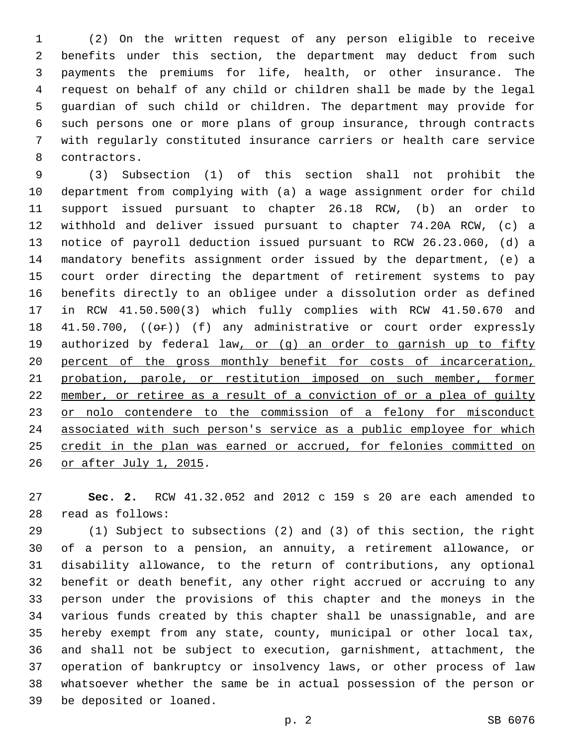(2) On the written request of any person eligible to receive benefits under this section, the department may deduct from such payments the premiums for life, health, or other insurance. The request on behalf of any child or children shall be made by the legal guardian of such child or children. The department may provide for such persons one or more plans of group insurance, through contracts with regularly constituted insurance carriers or health care service contractors.

(3) Subsection (1) of this section shall not prohibit the department from complying with (a) a wage assignment order for child support issued pursuant to chapter 26.18 RCW, (b) an order to withhold and deliver issued pursuant to chapter 74.20A RCW, (c) a notice of payroll deduction issued pursuant to RCW 26.23.060, (d) a mandatory benefits assignment order issued by the department, (e) a court order directing the department of retirement systems to pay benefits directly to an obligee under a dissolution order as defined in RCW 41.50.500(3) which fully complies with RCW 41.50.670 and 41.50.700, ((~~or~~)) (f) any administrative or court order expressly authorized by federal law<u>, or (g) an order to garnish up to fifty percent of the gross monthly benefit for costs of incarceration, probation, parole, or restitution imposed on such member, former member, or retiree as a result of a conviction of or a plea of guilty or nolo contendere to the commission of a felony for misconduct associated with such person's service as a public employee for which credit in the plan was earned or accrued, for felonies committed on or after July 1, 2015</u>.

**Sec. 2.** RCW 41.32.052 and 2012 c 159 s 20 are each amended to read as follows:

(1) Subject to subsections (2) and (3) of this section, the right of a person to a pension, an annuity, a retirement allowance, or disability allowance, to the return of contributions, any optional benefit or death benefit, any other right accrued or accruing to any person under the provisions of this chapter and the moneys in the various funds created by this chapter shall be unassignable, and are hereby exempt from any state, county, municipal or other local tax, and shall not be subject to execution, garnishment, attachment, the operation of bankruptcy or insolvency laws, or other process of law whatsoever whether the same be in actual possession of the person or be deposited or loaned.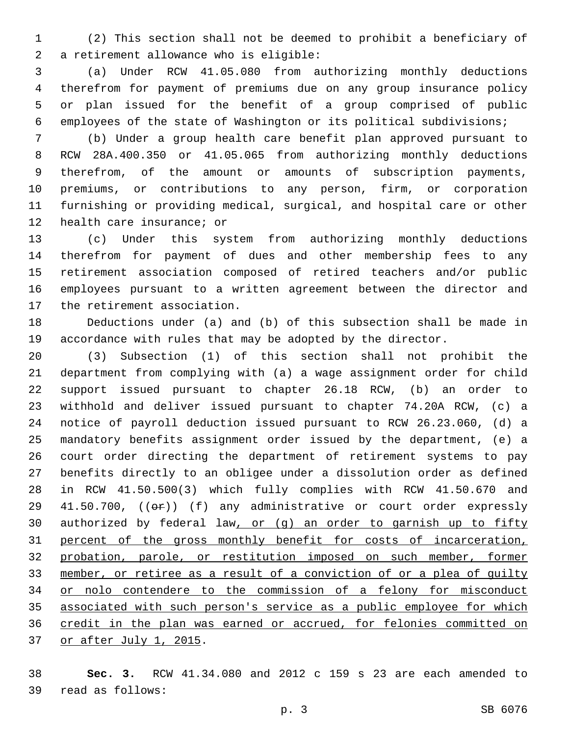(2) This section shall not be deemed to prohibit a beneficiary of a retirement allowance who is eligible:

(a) Under RCW 41.05.080 from authorizing monthly deductions therefrom for payment of premiums due on any group insurance policy or plan issued for the benefit of a group comprised of public employees of the state of Washington or its political subdivisions;

(b) Under a group health care benefit plan approved pursuant to RCW 28A.400.350 or 41.05.065 from authorizing monthly deductions therefrom, of the amount or amounts of subscription payments, premiums, or contributions to any person, firm, or corporation furnishing or providing medical, surgical, and hospital care or other health care insurance; or

(c) Under this system from authorizing monthly deductions therefrom for payment of dues and other membership fees to any retirement association composed of retired teachers and/or public employees pursuant to a written agreement between the director and the retirement association.

Deductions under (a) and (b) of this subsection shall be made in accordance with rules that may be adopted by the director.

(3) Subsection (1) of this section shall not prohibit the department from complying with (a) a wage assignment order for child support issued pursuant to chapter 26.18 RCW, (b) an order to withhold and deliver issued pursuant to chapter 74.20A RCW, (c) a notice of payroll deduction issued pursuant to RCW 26.23.060, (d) a mandatory benefits assignment order issued by the department, (e) a court order directing the department of retirement systems to pay benefits directly to an obligee under a dissolution order as defined in RCW 41.50.500(3) which fully complies with RCW 41.50.670 and 41.50.700, ((~~or~~)) (f) any administrative or court order expressly authorized by federal law<u>, or (g) an order to garnish up to fifty percent of the gross monthly benefit for costs of incarceration, probation, parole, or restitution imposed on such member, former member, or retiree as a result of a conviction of or a plea of guilty or nolo contendere to the commission of a felony for misconduct associated with such person's service as a public employee for which credit in the plan was earned or accrued, for felonies committed on or after July 1, 2015</u>.

**Sec. 3.** RCW 41.34.080 and 2012 c 159 s 23 are each amended to read as follows: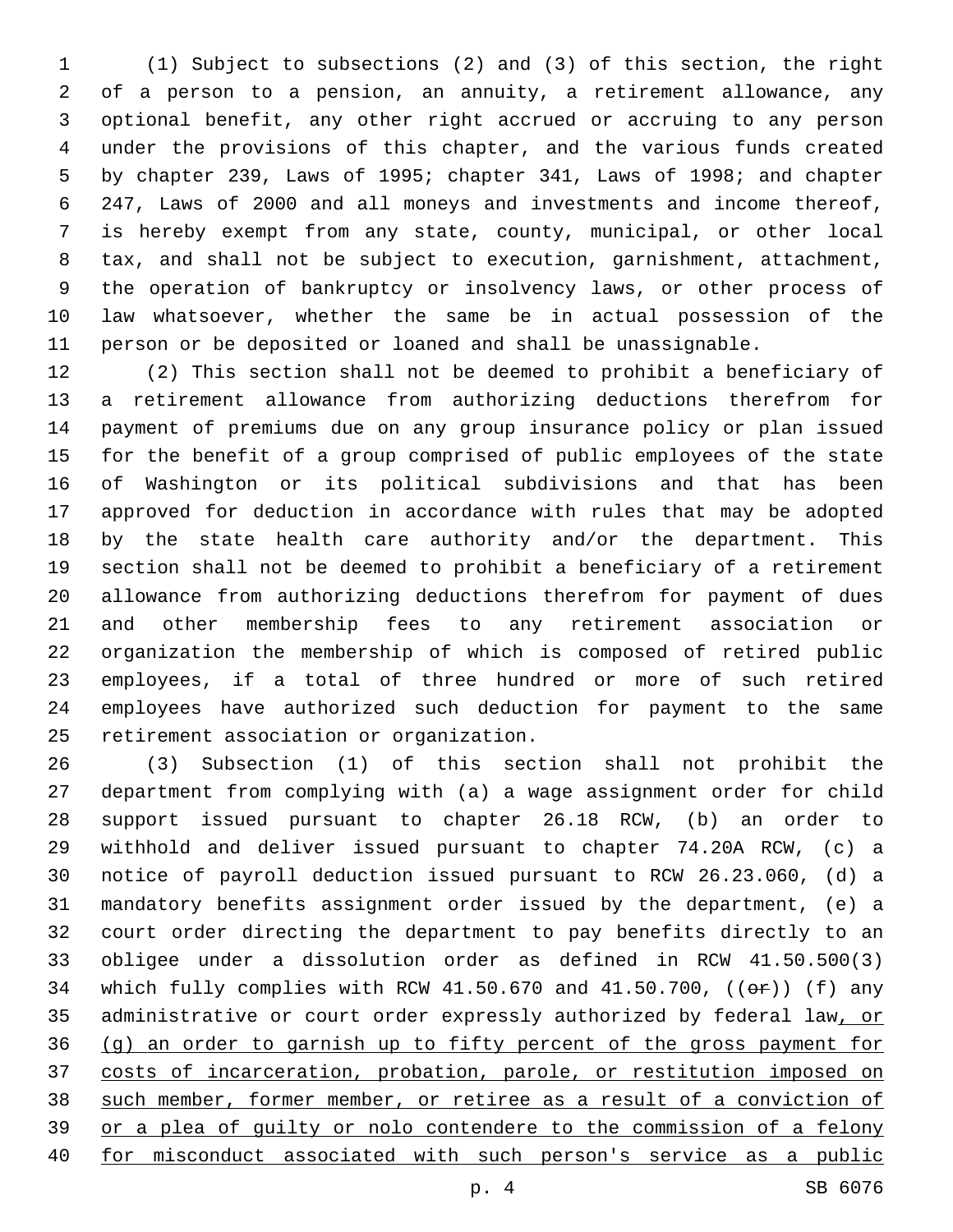(1) Subject to subsections (2) and (3) of this section, the right of a person to a pension, an annuity, a retirement allowance, any optional benefit, any other right accrued or accruing to any person under the provisions of this chapter, and the various funds created by chapter 239, Laws of 1995; chapter 341, Laws of 1998; and chapter 247, Laws of 2000 and all moneys and investments and income thereof, is hereby exempt from any state, county, municipal, or other local tax, and shall not be subject to execution, garnishment, attachment, the operation of bankruptcy or insolvency laws, or other process of law whatsoever, whether the same be in actual possession of the person or be deposited or loaned and shall be unassignable.

(2) This section shall not be deemed to prohibit a beneficiary of a retirement allowance from authorizing deductions therefrom for payment of premiums due on any group insurance policy or plan issued for the benefit of a group comprised of public employees of the state of Washington or its political subdivisions and that has been approved for deduction in accordance with rules that may be adopted by the state health care authority and/or the department. This section shall not be deemed to prohibit a beneficiary of a retirement allowance from authorizing deductions therefrom for payment of dues and other membership fees to any retirement association or organization the membership of which is composed of retired public employees, if a total of three hundred or more of such retired employees have authorized such deduction for payment to the same retirement association or organization.

(3) Subsection (1) of this section shall not prohibit the department from complying with (a) a wage assignment order for child support issued pursuant to chapter 26.18 RCW, (b) an order to withhold and deliver issued pursuant to chapter 74.20A RCW, (c) a notice of payroll deduction issued pursuant to RCW 26.23.060, (d) a mandatory benefits assignment order issued by the department, (e) a court order directing the department to pay benefits directly to an obligee under a dissolution order as defined in RCW 41.50.500(3) which fully complies with RCW 41.50.670 and 41.50.700, ((~~or~~)) (f) any administrative or court order expressly authorized by federal law<u>, or (g) an order to garnish up to fifty percent of the gross payment for costs of incarceration, probation, parole, or restitution imposed on such member, former member, or retiree as a result of a conviction of or a plea of guilty or nolo contendere to the commission of a felony for misconduct associated with such person's service as a public</u>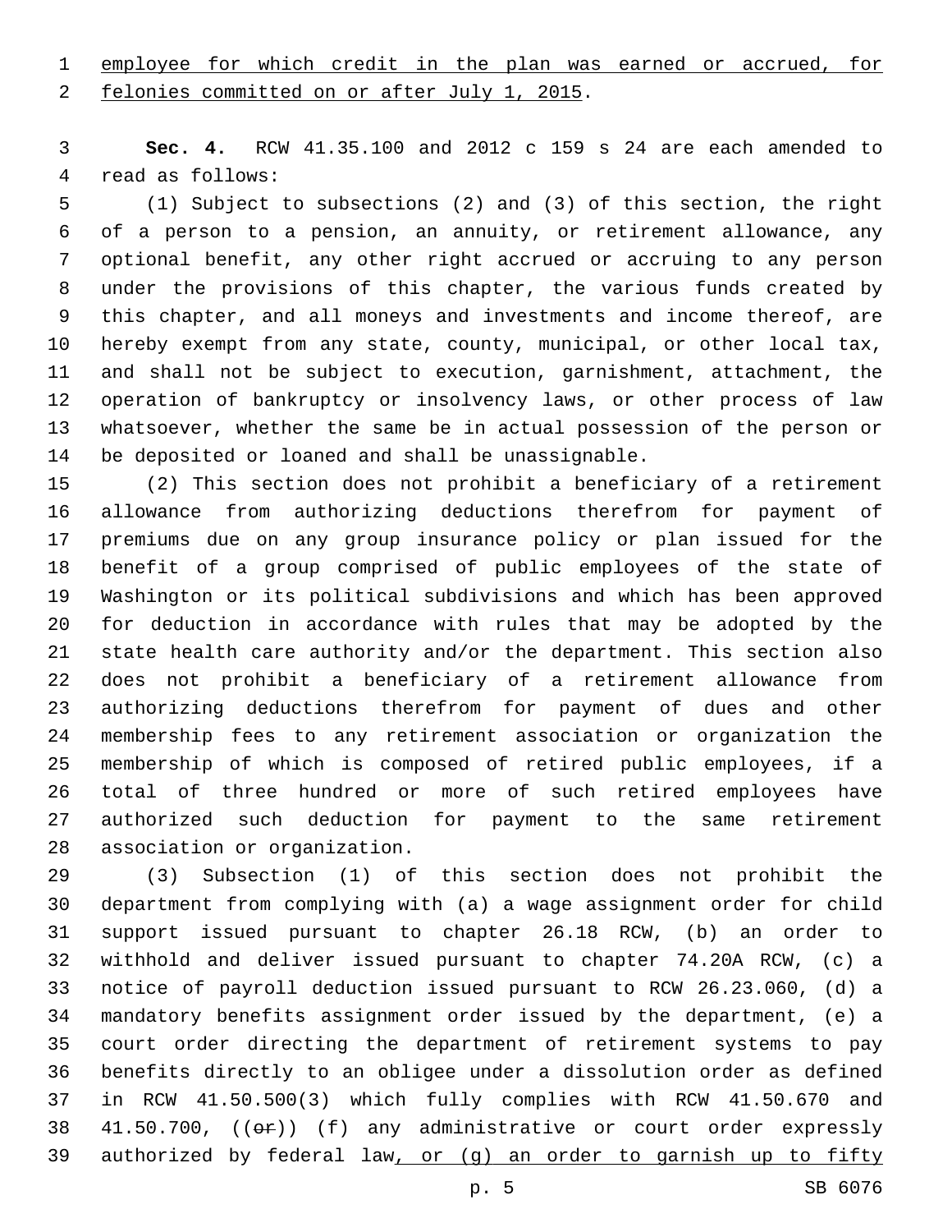employee for which credit in the plan was earned or accrued, for felonies committed on or after July 1, 2015.

**Sec. 4.** RCW 41.35.100 and 2012 c 159 s 24 are each amended to read as follows:

(1) Subject to subsections (2) and (3) of this section, the right of a person to a pension, an annuity, or retirement allowance, any optional benefit, any other right accrued or accruing to any person under the provisions of this chapter, the various funds created by this chapter, and all moneys and investments and income thereof, are hereby exempt from any state, county, municipal, or other local tax, and shall not be subject to execution, garnishment, attachment, the operation of bankruptcy or insolvency laws, or other process of law whatsoever, whether the same be in actual possession of the person or be deposited or loaned and shall be unassignable.

(2) This section does not prohibit a beneficiary of a retirement allowance from authorizing deductions therefrom for payment of premiums due on any group insurance policy or plan issued for the benefit of a group comprised of public employees of the state of Washington or its political subdivisions and which has been approved for deduction in accordance with rules that may be adopted by the state health care authority and/or the department. This section also does not prohibit a beneficiary of a retirement allowance from authorizing deductions therefrom for payment of dues and other membership fees to any retirement association or organization the membership of which is composed of retired public employees, if a total of three hundred or more of such retired employees have authorized such deduction for payment to the same retirement association or organization.

(3) Subsection (1) of this section does not prohibit the department from complying with (a) a wage assignment order for child support issued pursuant to chapter 26.18 RCW, (b) an order to withhold and deliver issued pursuant to chapter 74.20A RCW, (c) a notice of payroll deduction issued pursuant to RCW 26.23.060, (d) a mandatory benefits assignment order issued by the department, (e) a court order directing the department of retirement systems to pay benefits directly to an obligee under a dissolution order as defined in RCW 41.50.500(3) which fully complies with RCW 41.50.670 and 41.50.700, ((~~or~~)) (f) any administrative or court order expressly authorized by federal law, or (g) an order to garnish up to fifty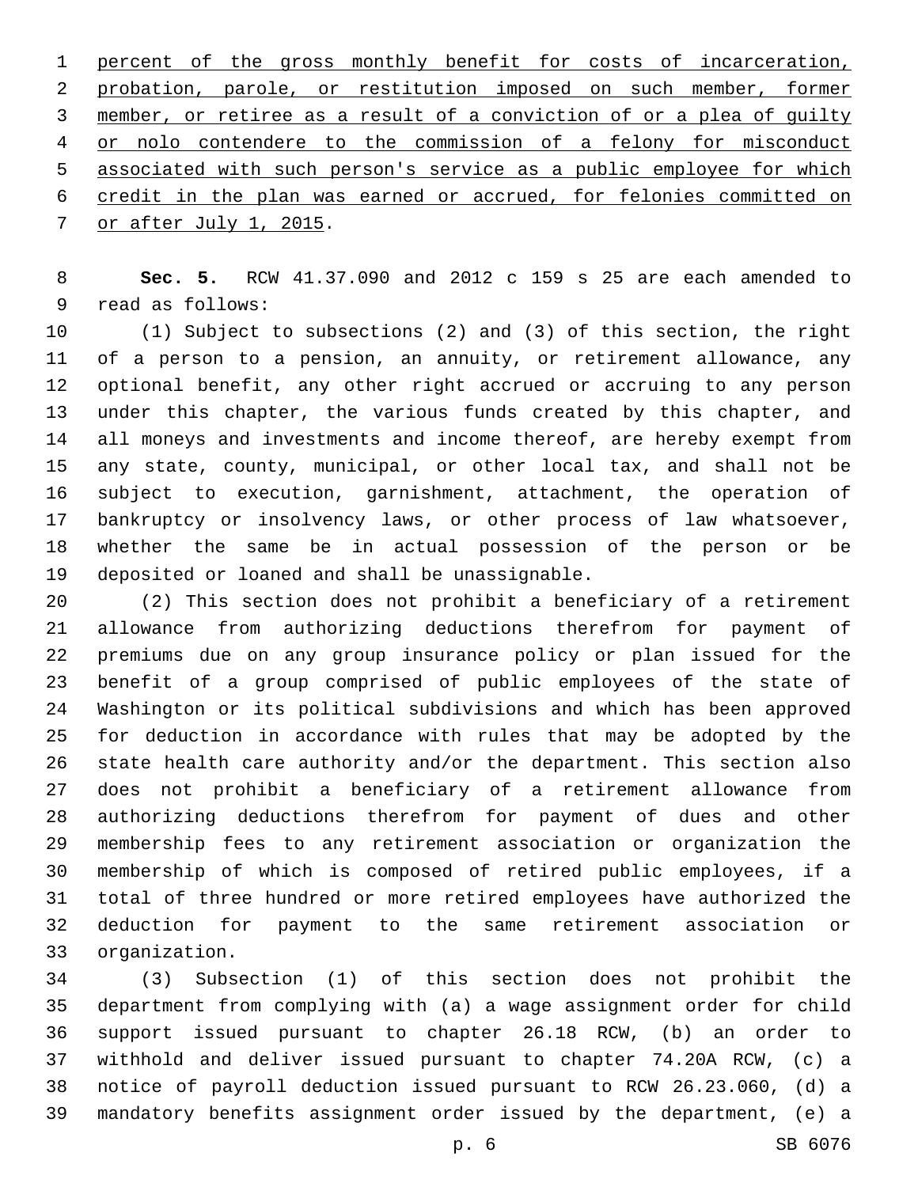percent of the gross monthly benefit for costs of incarceration, probation, parole, or restitution imposed on such member, former member, or retiree as a result of a conviction of or a plea of guilty or nolo contendere to the commission of a felony for misconduct associated with such person's service as a public employee for which credit in the plan was earned or accrued, for felonies committed on or after July 1, 2015.

**Sec. 5.** RCW 41.37.090 and 2012 c 159 s 25 are each amended to read as follows:

(1) Subject to subsections (2) and (3) of this section, the right of a person to a pension, an annuity, or retirement allowance, any optional benefit, any other right accrued or accruing to any person under this chapter, the various funds created by this chapter, and all moneys and investments and income thereof, are hereby exempt from any state, county, municipal, or other local tax, and shall not be subject to execution, garnishment, attachment, the operation of bankruptcy or insolvency laws, or other process of law whatsoever, whether the same be in actual possession of the person or be deposited or loaned and shall be unassignable.

(2) This section does not prohibit a beneficiary of a retirement allowance from authorizing deductions therefrom for payment of premiums due on any group insurance policy or plan issued for the benefit of a group comprised of public employees of the state of Washington or its political subdivisions and which has been approved for deduction in accordance with rules that may be adopted by the state health care authority and/or the department. This section also does not prohibit a beneficiary of a retirement allowance from authorizing deductions therefrom for payment of dues and other membership fees to any retirement association or organization the membership of which is composed of retired public employees, if a total of three hundred or more retired employees have authorized the deduction for payment to the same retirement association or organization.

(3) Subsection (1) of this section does not prohibit the department from complying with (a) a wage assignment order for child support issued pursuant to chapter 26.18 RCW, (b) an order to withhold and deliver issued pursuant to chapter 74.20A RCW, (c) a notice of payroll deduction issued pursuant to RCW 26.23.060, (d) a mandatory benefits assignment order issued by the department, (e) a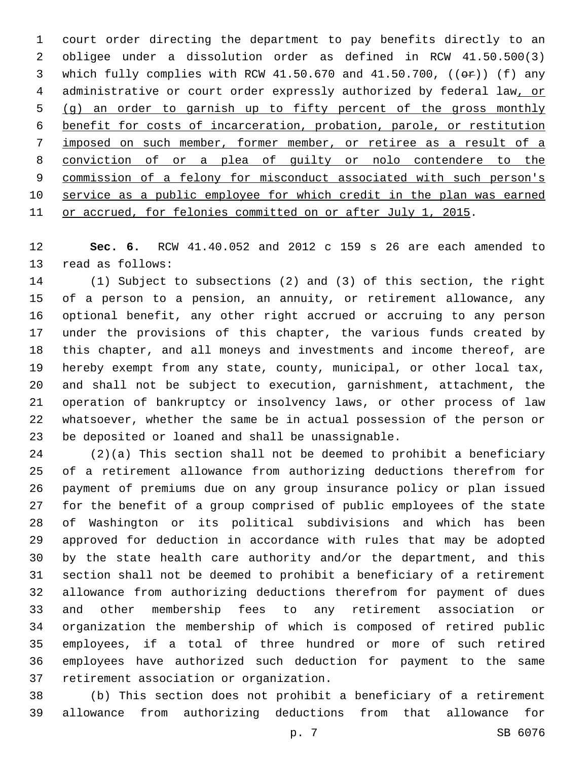court order directing the department to pay benefits directly to an obligee under a dissolution order as defined in RCW 41.50.500(3) which fully complies with RCW 41.50.670 and 41.50.700, ((~~or~~)) (f) any administrative or court order expressly authorized by federal law<u>, or (g) an order to garnish up to fifty percent of the gross monthly benefit for costs of incarceration, probation, parole, or restitution imposed on such member, former member, or retiree as a result of a conviction of or a plea of guilty or nolo contendere to the commission of a felony for misconduct associated with such person's service as a public employee for which credit in the plan was earned or accrued, for felonies committed on or after July 1, 2015</u>.

**Sec. 6.** RCW 41.40.052 and 2012 c 159 s 26 are each amended to read as follows:

(1) Subject to subsections (2) and (3) of this section, the right of a person to a pension, an annuity, or retirement allowance, any optional benefit, any other right accrued or accruing to any person under the provisions of this chapter, the various funds created by this chapter, and all moneys and investments and income thereof, are hereby exempt from any state, county, municipal, or other local tax, and shall not be subject to execution, garnishment, attachment, the operation of bankruptcy or insolvency laws, or other process of law whatsoever, whether the same be in actual possession of the person or be deposited or loaned and shall be unassignable.

(2)(a) This section shall not be deemed to prohibit a beneficiary of a retirement allowance from authorizing deductions therefrom for payment of premiums due on any group insurance policy or plan issued for the benefit of a group comprised of public employees of the state of Washington or its political subdivisions and which has been approved for deduction in accordance with rules that may be adopted by the state health care authority and/or the department, and this section shall not be deemed to prohibit a beneficiary of a retirement allowance from authorizing deductions therefrom for payment of dues and other membership fees to any retirement association or organization the membership of which is composed of retired public employees, if a total of three hundred or more of such retired employees have authorized such deduction for payment to the same retirement association or organization.

(b) This section does not prohibit a beneficiary of a retirement allowance from authorizing deductions from that allowance for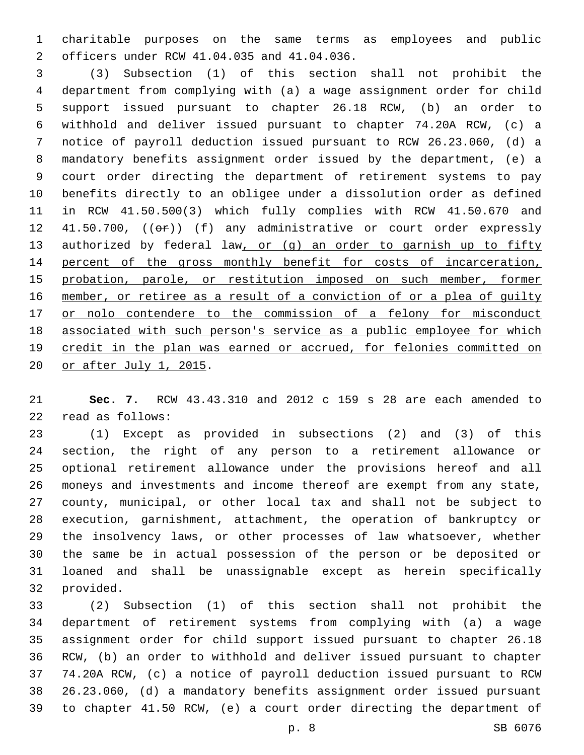charitable purposes on the same terms as employees and public officers under RCW 41.04.035 and 41.04.036.

(3) Subsection (1) of this section shall not prohibit the department from complying with (a) a wage assignment order for child support issued pursuant to chapter 26.18 RCW, (b) an order to withhold and deliver issued pursuant to chapter 74.20A RCW, (c) a notice of payroll deduction issued pursuant to RCW 26.23.060, (d) a mandatory benefits assignment order issued by the department, (e) a court order directing the department of retirement systems to pay benefits directly to an obligee under a dissolution order as defined in RCW 41.50.500(3) which fully complies with RCW 41.50.670 and 41.50.700, ((~~or~~)) (f) any administrative or court order expressly authorized by federal law, or (g) an order to garnish up to fifty percent of the gross monthly benefit for costs of incarceration, probation, parole, or restitution imposed on such member, former member, or retiree as a result of a conviction of or a plea of guilty or nolo contendere to the commission of a felony for misconduct associated with such person's service as a public employee for which credit in the plan was earned or accrued, for felonies committed on or after July 1, 2015.

**Sec. 7.** RCW 43.43.310 and 2012 c 159 s 28 are each amended to read as follows:

(1) Except as provided in subsections (2) and (3) of this section, the right of any person to a retirement allowance or optional retirement allowance under the provisions hereof and all moneys and investments and income thereof are exempt from any state, county, municipal, or other local tax and shall not be subject to execution, garnishment, attachment, the operation of bankruptcy or the insolvency laws, or other processes of law whatsoever, whether the same be in actual possession of the person or be deposited or loaned and shall be unassignable except as herein specifically provided.

(2) Subsection (1) of this section shall not prohibit the department of retirement systems from complying with (a) a wage assignment order for child support issued pursuant to chapter 26.18 RCW, (b) an order to withhold and deliver issued pursuant to chapter 74.20A RCW, (c) a notice of payroll deduction issued pursuant to RCW 26.23.060, (d) a mandatory benefits assignment order issued pursuant to chapter 41.50 RCW, (e) a court order directing the department of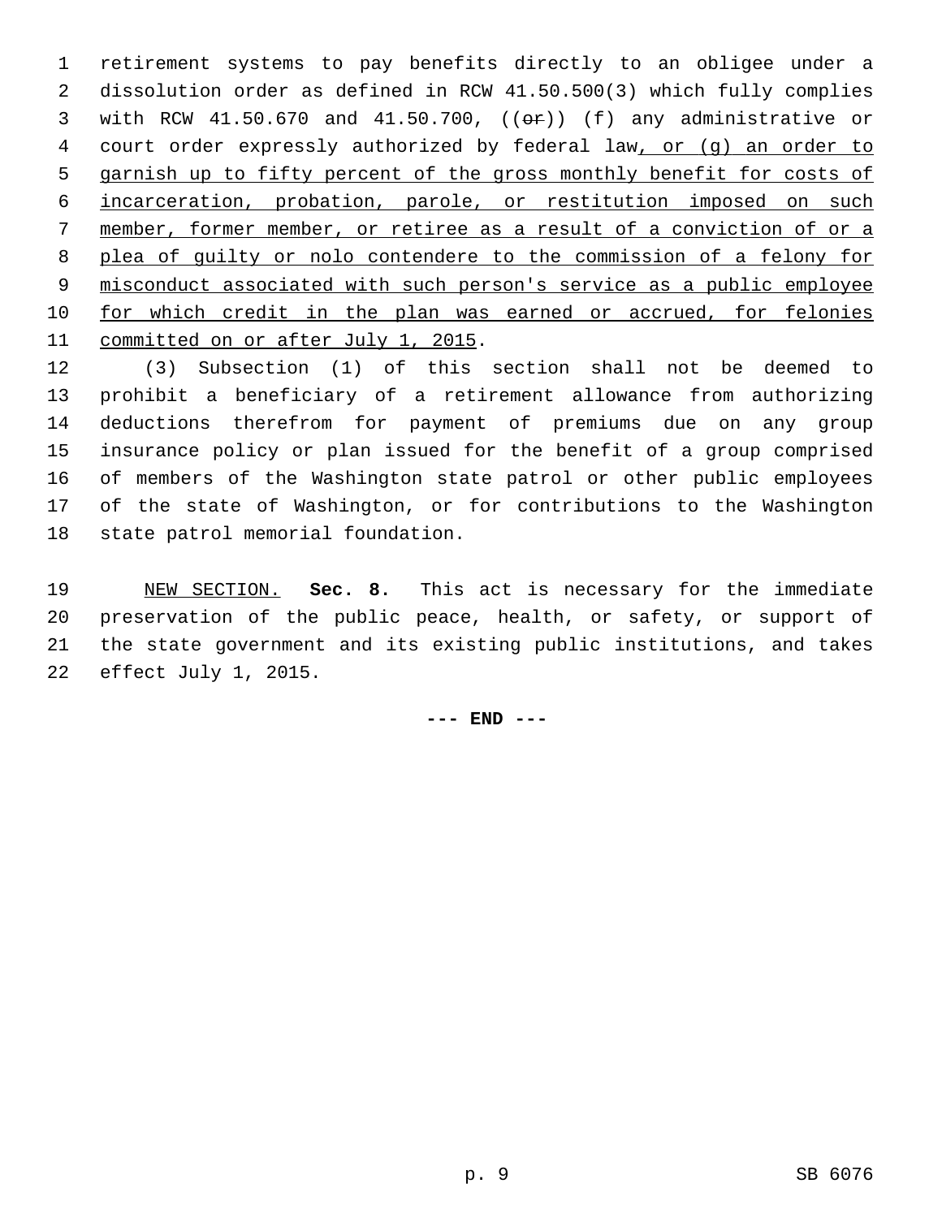retirement systems to pay benefits directly to an obligee under a dissolution order as defined in RCW 41.50.500(3) which fully complies with RCW 41.50.670 and 41.50.700, ((~~or~~)) (f) any administrative or court order expressly authorized by federal law, or (g) an order to garnish up to fifty percent of the gross monthly benefit for costs of incarceration, probation, parole, or restitution imposed on such member, former member, or retiree as a result of a conviction of or a plea of guilty or nolo contendere to the commission of a felony for misconduct associated with such person's service as a public employee for which credit in the plan was earned or accrued, for felonies committed on or after July 1, 2015.

(3) Subsection (1) of this section shall not be deemed to prohibit a beneficiary of a retirement allowance from authorizing deductions therefrom for payment of premiums due on any group insurance policy or plan issued for the benefit of a group comprised of members of the Washington state patrol or other public employees of the state of Washington, or for contributions to the Washington state patrol memorial foundation.

NEW SECTION. **Sec. 8.** This act is necessary for the immediate preservation of the public peace, health, or safety, or support of the state government and its existing public institutions, and takes effect July 1, 2015.

**--- END ---**